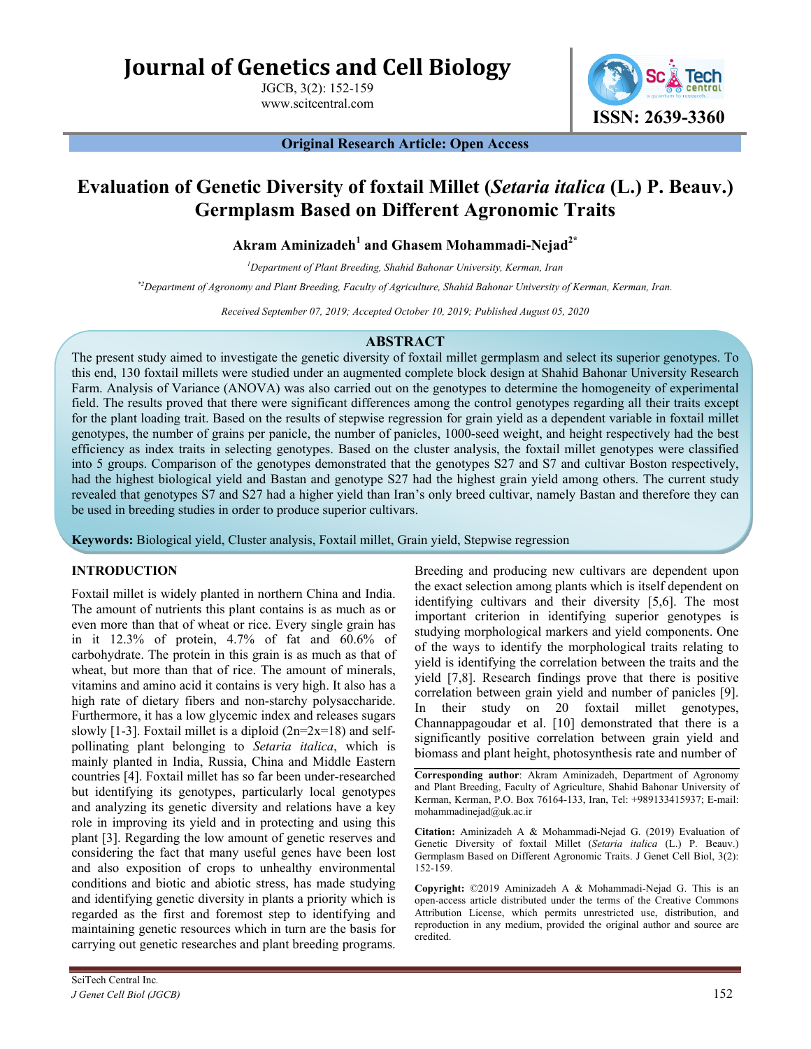# Evaluation of Genetic Diversity of foxtail Millet (*Setaria italica* (L.) P. Beauv.) Germplasm Based on Different Agronomic Traits

**Akram Aminizadeh[1] and Ghasem Mohammadi-Nejad[2*]**

[1]*Department of Plant Breeding, Shahid Bahonar University, Kerman, Iran*

[*2]*Department of Agronomy and Plant Breeding, Faculty of Agriculture, Shahid Bahonar University of Kerman, Kerman, Iran.*

*Received September 07, 2019; Accepted October 10, 2019; Published August 05, 2020*

## ABSTRACT

The present study aimed to investigate the genetic diversity of foxtail millet germplasm and select its superior genotypes. To this end, 130 foxtail millets were studied under an augmented complete block design at Shahid Bahonar University Research Farm. Analysis of Variance (ANOVA) was also carried out on the genotypes to determine the homogeneity of experimental field. The results proved that there were significant differences among the control genotypes regarding all their traits except for the plant loading trait. Based on the results of stepwise regression for grain yield as a dependent variable in foxtail millet genotypes, the number of grains per panicle, the number of panicles, 1000-seed weight, and height respectively had the best efficiency as index traits in selecting genotypes. Based on the cluster analysis, the foxtail millet genotypes were classified into 5 groups. Comparison of the genotypes demonstrated that the genotypes S27 and S7 and cultivar Boston respectively, had the highest biological yield and Bastan and genotype S27 had the highest grain yield among others. The current study revealed that genotypes S7 and S27 had a higher yield than Iran's only breed cultivar, namely Bastan and therefore they can be used in breeding studies in order to produce superior cultivars.

**Keywords:** Biological yield, Cluster analysis, Foxtail millet, Grain yield, Stepwise regression

## INTRODUCTION

Foxtail millet is widely planted in northern China and India. The amount of nutrients this plant contains is as much as or even more than that of wheat or rice. Every single grain has in it 12.3% of protein, 4.7% of fat and 60.6% of carbohydrate. The protein in this grain is as much as that of wheat, but more than that of rice. The amount of minerals, vitamins and amino acid it contains is very high. It also has a high rate of dietary fibers and non-starchy polysaccharide. Furthermore, it has a low glycemic index and releases sugars slowly [1-3]. Foxtail millet is a diploid ($2n=2x=18$) and self-pollinating plant belonging to *Setaria italica*, which is mainly planted in India, Russia, China and Middle Eastern countries [4]. Foxtail millet has so far been under-researched but identifying its genotypes, particularly local genotypes and analyzing its genetic diversity and relations have a key role in improving its yield and in protecting and using this plant [3]. Regarding the low amount of genetic reserves and considering the fact that many useful genes have been lost and also exposition of crops to unhealthy environmental conditions and biotic and abiotic stress, has made studying and identifying genetic diversity in plants a priority which is regarded as the first and foremost step to identifying and maintaining genetic resources which in turn are the basis for carrying out genetic researches and plant breeding programs.

Breeding and producing new cultivars are dependent upon the exact selection among plants which is itself dependent on identifying cultivars and their diversity [5,6]. The most important criterion in identifying superior genotypes is studying morphological markers and yield components. One of the ways to identify the morphological traits relating to yield is identifying the correlation between the traits and the yield [7,8]. Research findings prove that there is positive correlation between grain yield and number of panicles [9]. In their study on 20 foxtail millet genotypes, Channappagoudar et al. [10] demonstrated that there is a significantly positive correlation between grain yield and biomass and plant height, photosynthesis rate and number of

**Corresponding author**: Akram Aminizadeh, Department of Agronomy and Plant Breeding, Faculty of Agriculture, Shahid Bahonar University of Kerman, Kerman, P.O. Box 76164-133, Iran, Tel: +989133415937; E-mail: mohammadinejad@uk.ac.ir

**Citation:** Aminizadeh A & Mohammadi-Nejad G. (2019) Evaluation of Genetic Diversity of foxtail Millet (*Setaria italica* (L.) P. Beauv.) Germplasm Based on Different Agronomic Traits. J Genet Cell Biol, 3(2): 152-159.

**Copyright:** ©2019 Aminizadeh A & Mohammadi-Nejad G. This is an open-access article distributed under the terms of the Creative Commons Attribution License, which permits unrestricted use, distribution, and reproduction in any medium, provided the original author and source are credited.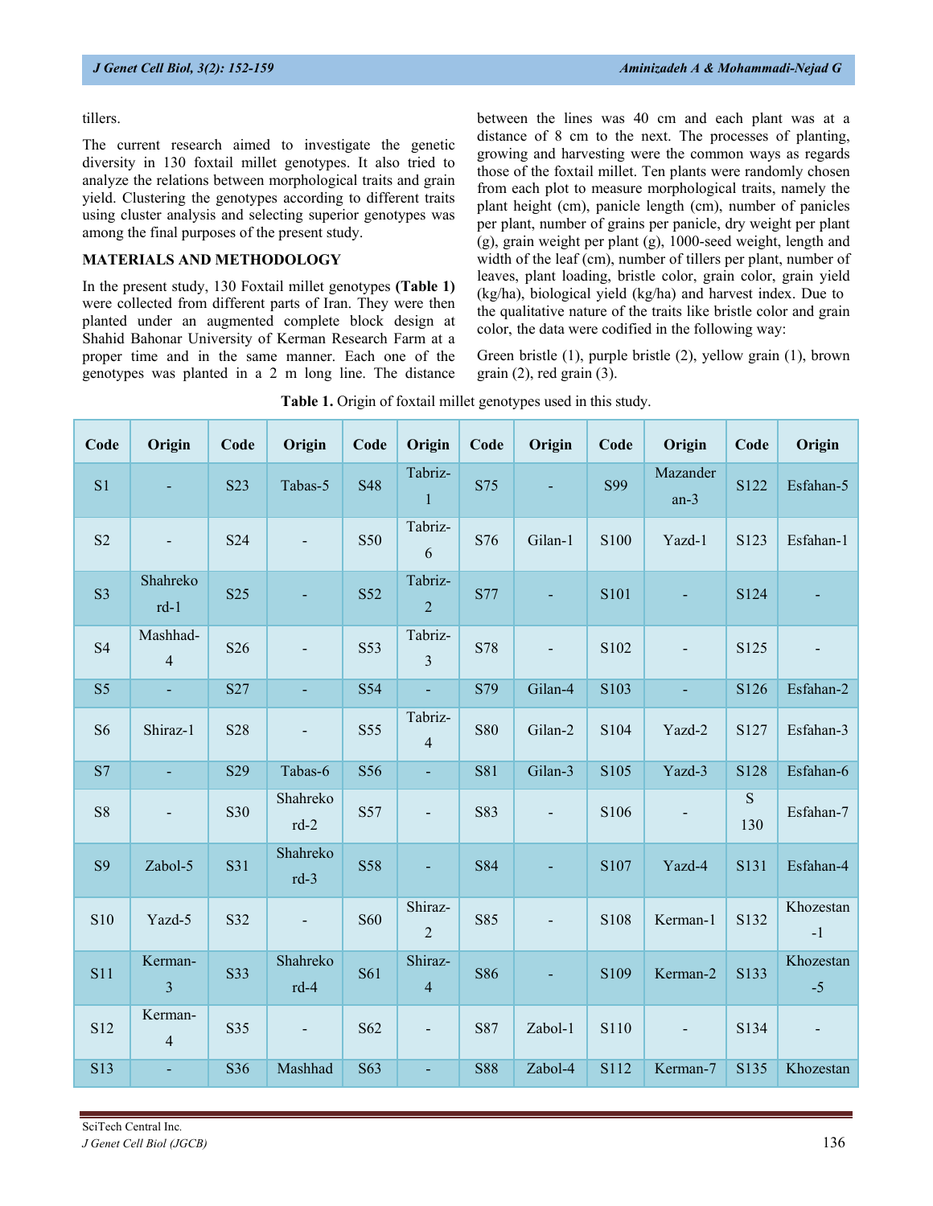tillers.

The current research aimed to investigate the genetic diversity in 130 foxtail millet genotypes. It also tried to analyze the relations between morphological traits and grain yield. Clustering the genotypes according to different traits using cluster analysis and selecting superior genotypes was among the final purposes of the present study.

## MATERIALS AND METHODOLOGY

In the present study, 130 Foxtail millet genotypes **(Table 1)** were collected from different parts of Iran. They were then planted under an augmented complete block design at Shahid Bahonar University of Kerman Research Farm at a proper time and in the same manner. Each one of the genotypes was planted in a 2 m long line. The distance between the lines was 40 cm and each plant was at a distance of 8 cm to the next. The processes of planting, growing and harvesting were the common ways as regards those of the foxtail millet. Ten plants were randomly chosen from each plot to measure morphological traits, namely the plant height (cm), panicle length (cm), number of panicles per plant, number of grains per panicle, dry weight per plant (g), grain weight per plant (g), 1000-seed weight, length and width of the leaf (cm), number of tillers per plant, number of leaves, plant loading, bristle color, grain color, grain yield (kg/ha), biological yield (kg/ha) and harvest index. Due to the qualitative nature of the traits like bristle color and grain color, the data were codified in the following way:

Green bristle (1), purple bristle (2), yellow grain (1), brown grain (2), red grain (3).

**Table 1.** Origin of foxtail millet genotypes used in this study.

| Code | Origin | Code | Origin | Code | Origin | Code | Origin | Code | Origin | Code | Origin |
|---|---|---|---|---|---|---|---|---|---|---|---|
| S1 | - | S23 | Tabas-5 | S48 | Tabriz-1 | S75 | - | S99 | Mazanderan-3 | S122 | Esfahan-5 |
| S2 | - | S24 | - | S50 | Tabriz-6 | S76 | Gilan-1 | S100 | Yazd-1 | S123 | Esfahan-1 |
| S3 | Shahrekord-1 | S25 | - | S52 | Tabriz-2 | S77 | - | S101 | - | S124 | - |
| S4 | Mashhad-4 | S26 | - | S53 | Tabriz-3 | S78 | - | S102 | - | S125 | - |
| S5 | - | S27 | - | S54 | - | S79 | Gilan-4 | S103 | - | S126 | Esfahan-2 |
| S6 | Shiraz-1 | S28 | - | S55 | Tabriz-4 | S80 | Gilan-2 | S104 | Yazd-2 | S127 | Esfahan-3 |
| S7 | - | S29 | Tabas-6 | S56 | - | S81 | Gilan-3 | S105 | Yazd-3 | S128 | Esfahan-6 |
| S8 | - | S30 | Shahrekord-2 | S57 | - | S83 | - | S106 | - | S 130 | Esfahan-7 |
| S9 | Zabol-5 | S31 | Shahrekord-3 | S58 | - | S84 | - | S107 | Yazd-4 | S131 | Esfahan-4 |
| S10 | Yazd-5 | S32 | - | S60 | Shiraz-2 | S85 | - | S108 | Kerman-1 | S132 | Khozestan-1 |
| S11 | Kerman-3 | S33 | Shahrekord-4 | S61 | Shiraz-4 | S86 | - | S109 | Kerman-2 | S133 | Khozestan-5 |
| S12 | Kerman-4 | S35 | - | S62 | - | S87 | Zabol-1 | S110 | - | S134 | - |
| S13 | - | S36 | Mashhad | S63 | - | S88 | Zabol-4 | S112 | Kerman-7 | S135 | Khozestan |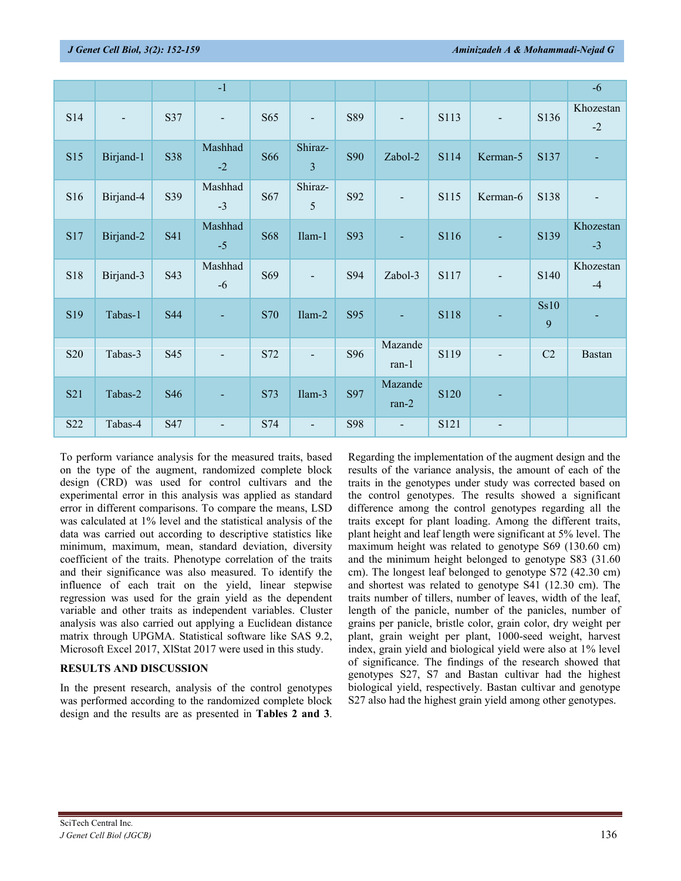| | | | | | | | | | | | |
|---|---|---|---|---|---|---|---|---|---|---|---|
| | | | -1 | | | | | | | | -6 |
| S14 | - | S37 | - | S65 | - | S89 | - | S113 | - | S136 | Khozestan-2 |
| S15 | Birjand-1 | S38 | Mashhad-2 | S66 | Shiraz-3 | S90 | Zabol-2 | S114 | Kerman-5 | S137 | - |
| S16 | Birjand-4 | S39 | Mashhad-3 | S67 | Shiraz-5 | S92 | - | S115 | Kerman-6 | S138 | - |
| S17 | Birjand-2 | S41 | Mashhad-5 | S68 | Ilam-1 | S93 | - | S116 | - | S139 | Khozestan-3 |
| S18 | Birjand-3 | S43 | Mashhad-6 | S69 | - | S94 | Zabol-3 | S117 | - | S140 | Khozestan-4 |
| S19 | Tabas-1 | S44 | - | S70 | Ilam-2 | S95 | - | S118 | - | Ss109 | - |
| S20 | Tabas-3 | S45 | - | S72 | - | S96 | Mazanderan-1 | S119 | - | C2 | Bastan |
| S21 | Tabas-2 | S46 | - | S73 | Ilam-3 | S97 | Mazanderan-2 | S120 | - | | |
| S22 | Tabas-4 | S47 | - | S74 | - | S98 | - | S121 | - | | |

To perform variance analysis for the measured traits, based on the type of the augment, randomized complete block design (CRD) was used for control cultivars and the experimental error in this analysis was applied as standard error in different comparisons. To compare the means, LSD was calculated at 1% level and the statistical analysis of the data was carried out according to descriptive statistics like minimum, maximum, mean, standard deviation, diversity coefficient of the traits. Phenotype correlation of the traits and their significance was also measured. To identify the influence of each trait on the yield, linear stepwise regression was used for the grain yield as the dependent variable and other traits as independent variables. Cluster analysis was also carried out applying a Euclidean distance matrix through UPGMA. Statistical software like SAS 9.2, Microsoft Excel 2017, XlStat 2017 were used in this study.

**RESULTS AND DISCUSSION**

In the present research, analysis of the control genotypes was performed according to the randomized complete block design and the results are as presented in **Tables 2 and 3**. Regarding the implementation of the augment design and the results of the variance analysis, the amount of each of the traits in the genotypes under study was corrected based on the control genotypes. The results showed a significant difference among the control genotypes regarding all the traits except for plant loading. Among the different traits, plant height and leaf length were significant at 5% level. The maximum height was related to genotype S69 (130.60 cm) and the minimum height belonged to genotype S83 (31.60 cm). The longest leaf belonged to genotype S72 (42.30 cm) and shortest was related to genotype S41 (12.30 cm). The traits number of tillers, number of leaves, width of the leaf, length of the panicle, number of the panicles, number of grains per panicle, bristle color, grain color, dry weight per plant, grain weight per plant, 1000-seed weight, harvest index, grain yield and biological yield were also at 1% level of significance. The findings of the research showed that genotypes S27, S7 and Bastan cultivar had the highest biological yield, respectively. Bastan cultivar and genotype S27 also had the highest grain yield among other genotypes.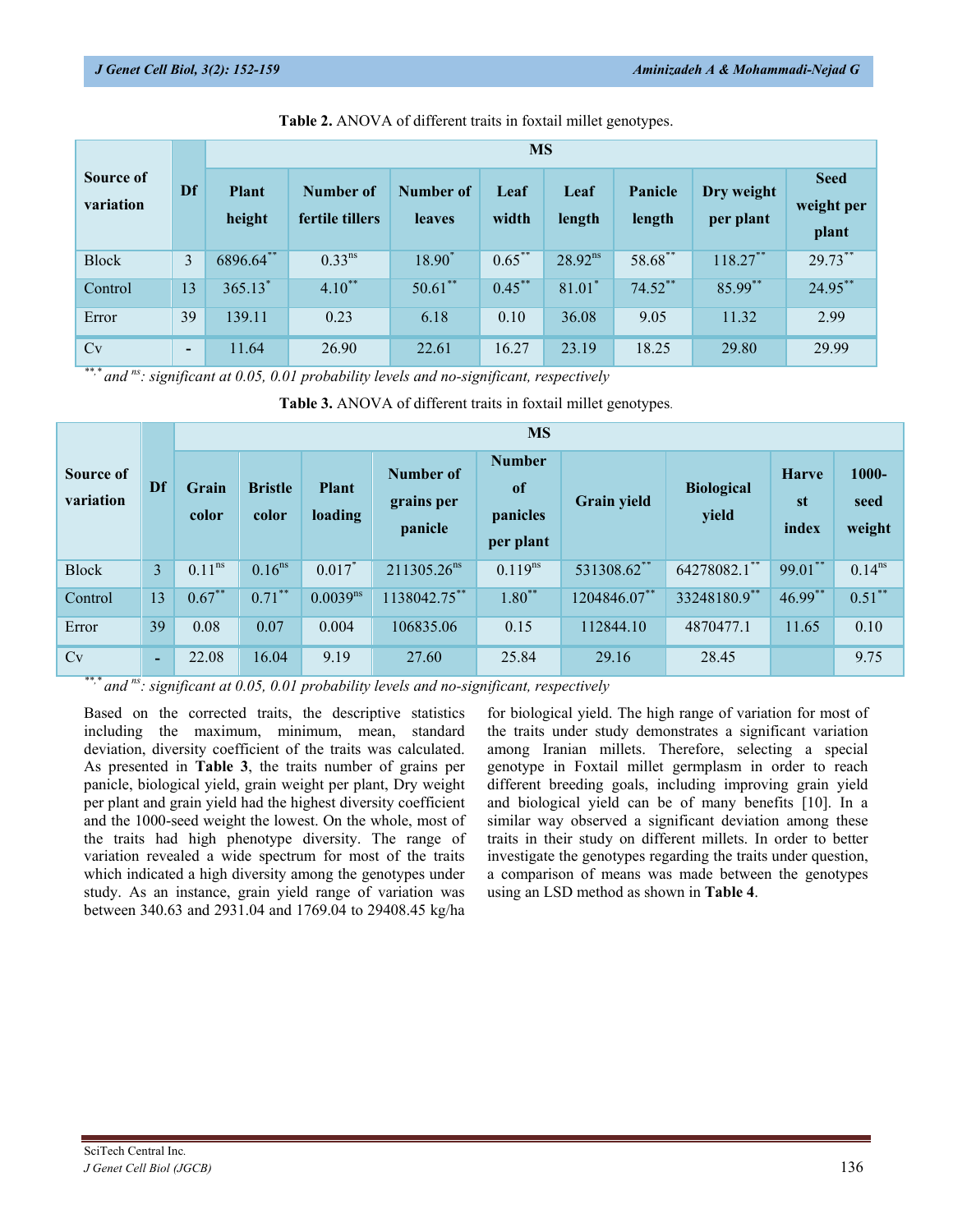**Table 2.** ANOVA of different traits in foxtail millet genotypes.

| Source of variation | Df | MS | | | | | | | |
|---|---|---|---|---|---|---|---|---|---|
| | | Plant height | Number of fertile tillers | Number of leaves | Leaf width | Leaf length | Panicle length | Dry weight per plant | Seed weight per plant |
| Block | 3 | 6896.64** | 0.33ns | 18.90* | 0.65** | 28.92ns | 58.68** | 118.27** | 29.73** |
| Control | 13 | 365.13* | 4.10** | 50.61** | 0.45** | 81.01* | 74.52** | 85.99** | 24.95** |
| Error | 39 | 139.11 | 0.23 | 6.18 | 0.10 | 36.08 | 9.05 | 11.32 | 2.99 |
| Cv | - | 11.64 | 26.90 | 22.61 | 16.27 | 23.19 | 18.25 | 29.80 | 29.99 |

*\*\*,\* and ns: significant at 0.05, 0.01 probability levels and no-significant, respectively*

**Table 3.** ANOVA of different traits in foxtail millet genotypes.

| Source of variation | Df | MS | | | | | | | | |
|---|---|---|---|---|---|---|---|---|---|---|
| | | Grain color | Bristle color | Plant loading | Number of grains per panicle | Number of panicles per plant | Grain yield | Biological yield | Harvest index | 1000-seed weight |
| Block | 3 | 0.11ns | 0.16ns | 0.017* | 211305.26ns | 0.119ns | 531308.62** | 64278082.1** | 99.01** | 0.14ns |
| Control | 13 | 0.67** | 0.71** | 0.0039ns | 1138042.75** | 1.80** | 1204846.07** | 33248180.9** | 46.99** | 0.51** |
| Error | 39 | 0.08 | 0.07 | 0.004 | 106835.06 | 0.15 | 112844.10 | 4870477.1 | 11.65 | 0.10 |
| Cv | - | 22.08 | 16.04 | 9.19 | 27.60 | 25.84 | 29.16 | 28.45 | | 9.75 |

*\*\*,\* and ns: significant at 0.05, 0.01 probability levels and no-significant, respectively*

Based on the corrected traits, the descriptive statistics including the maximum, minimum, mean, standard deviation, diversity coefficient of the traits was calculated. As presented in **Table 3**, the traits number of grains per panicle, biological yield, grain weight per plant, Dry weight per plant and grain yield had the highest diversity coefficient and the 1000-seed weight the lowest. On the whole, most of the traits had high phenotype diversity. The range of variation revealed a wide spectrum for most of the traits which indicated a high diversity among the genotypes under study. As an instance, grain yield range of variation was between 340.63 and 2931.04 and 1769.04 to 29408.45 kg/ha for biological yield. The high range of variation for most of the traits under study demonstrates a significant variation among Iranian millets. Therefore, selecting a special genotype in Foxtail millet germplasm in order to reach different breeding goals, including improving grain yield and biological yield can be of many benefits [10]. In a similar way observed a significant deviation among these traits in their study on different millets. In order to better investigate the genotypes regarding the traits under question, a comparison of means was made between the genotypes using an LSD method as shown in **Table 4**.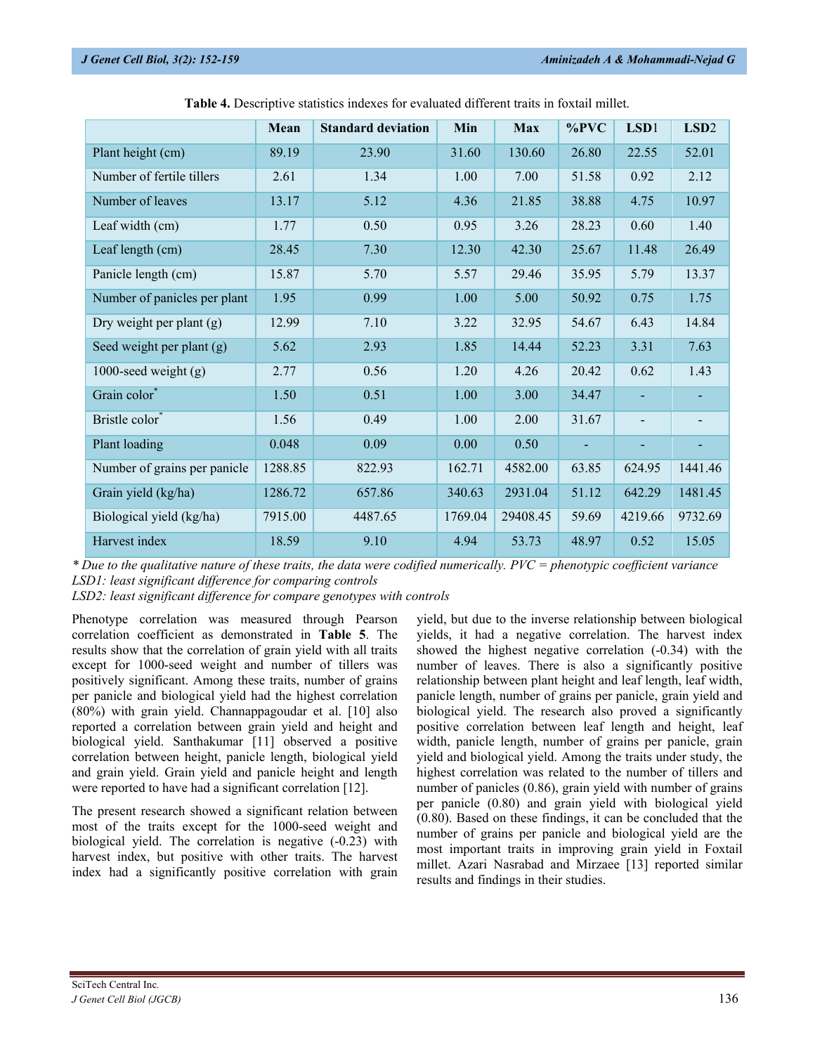**Table 4.** Descriptive statistics indexes for evaluated different traits in foxtail millet.

| | Mean | Standard deviation | Min | Max | %PVC | LSD1 | LSD2 |
|---|---|---|---|---|---|---|---|
| Plant height (cm) | 89.19 | 23.90 | 31.60 | 130.60 | 26.80 | 22.55 | 52.01 |
| Number of fertile tillers | 2.61 | 1.34 | 1.00 | 7.00 | 51.58 | 0.92 | 2.12 |
| Number of leaves | 13.17 | 5.12 | 4.36 | 21.85 | 38.88 | 4.75 | 10.97 |
| Leaf width (cm) | 1.77 | 0.50 | 0.95 | 3.26 | 28.23 | 0.60 | 1.40 |
| Leaf length (cm) | 28.45 | 7.30 | 12.30 | 42.30 | 25.67 | 11.48 | 26.49 |
| Panicle length (cm) | 15.87 | 5.70 | 5.57 | 29.46 | 35.95 | 5.79 | 13.37 |
| Number of panicles per plant | 1.95 | 0.99 | 1.00 | 5.00 | 50.92 | 0.75 | 1.75 |
| Dry weight per plant (g) | 12.99 | 7.10 | 3.22 | 32.95 | 54.67 | 6.43 | 14.84 |
| Seed weight per plant (g) | 5.62 | 2.93 | 1.85 | 14.44 | 52.23 | 3.31 | 7.63 |
| 1000-seed weight (g) | 2.77 | 0.56 | 1.20 | 4.26 | 20.42 | 0.62 | 1.43 |
| Grain color* | 1.50 | 0.51 | 1.00 | 3.00 | 34.47 | - | - |
| Bristle color* | 1.56 | 0.49 | 1.00 | 2.00 | 31.67 | - | - |
| Plant loading | 0.048 | 0.09 | 0.00 | 0.50 | - | - | - |
| Number of grains per panicle | 1288.85 | 822.93 | 162.71 | 4582.00 | 63.85 | 624.95 | 1441.46 |
| Grain yield (kg/ha) | 1286.72 | 657.86 | 340.63 | 2931.04 | 51.12 | 642.29 | 1481.45 |
| Biological yield (kg/ha) | 7915.00 | 4487.65 | 1769.04 | 29408.45 | 59.69 | 4219.66 | 9732.69 |
| Harvest index | 18.59 | 9.10 | 4.94 | 53.73 | 48.97 | 0.52 | 15.05 |

*\* Due to the qualitative nature of these traits, the data were codified numerically. PVC = phenotypic coefficient variance*
*LSD1: least significant difference for comparing controls*
*LSD2: least significant difference for compare genotypes with controls*

Phenotype correlation was measured through Pearson correlation coefficient as demonstrated in **Table 5**. The results show that the correlation of grain yield with all traits except for 1000-seed weight and number of tillers was positively significant. Among these traits, number of grains per panicle and biological yield had the highest correlation (80%) with grain yield. Channappagoudar et al. [10] also reported a correlation between grain yield and height and biological yield. Santhakumar [11] observed a positive correlation between height, panicle length, biological yield and grain yield. Grain yield and panicle height and length were reported to have had a significant correlation [12].

The present research showed a significant relation between most of the traits except for the 1000-seed weight and biological yield. The correlation is negative (-0.23) with harvest index, but positive with other traits. The harvest index had a significantly positive correlation with grain yield, but due to the inverse relationship between biological yields, it had a negative correlation. The harvest index showed the highest negative correlation (-0.34) with the number of leaves. There is also a significantly positive relationship between plant height and leaf length, leaf width, panicle length, number of grains per panicle, grain yield and biological yield. The research also proved a significantly positive correlation between leaf length and height, leaf width, panicle length, number of grains per panicle, grain yield and biological yield. Among the traits under study, the highest correlation was related to the number of tillers and number of panicles (0.86), grain yield with number of grains per panicle (0.80) and grain yield with biological yield (0.80). Based on these findings, it can be concluded that the number of grains per panicle and biological yield are the most important traits in improving grain yield in Foxtail millet. Azari Nasrabad and Mirzaee [13] reported similar results and findings in their studies.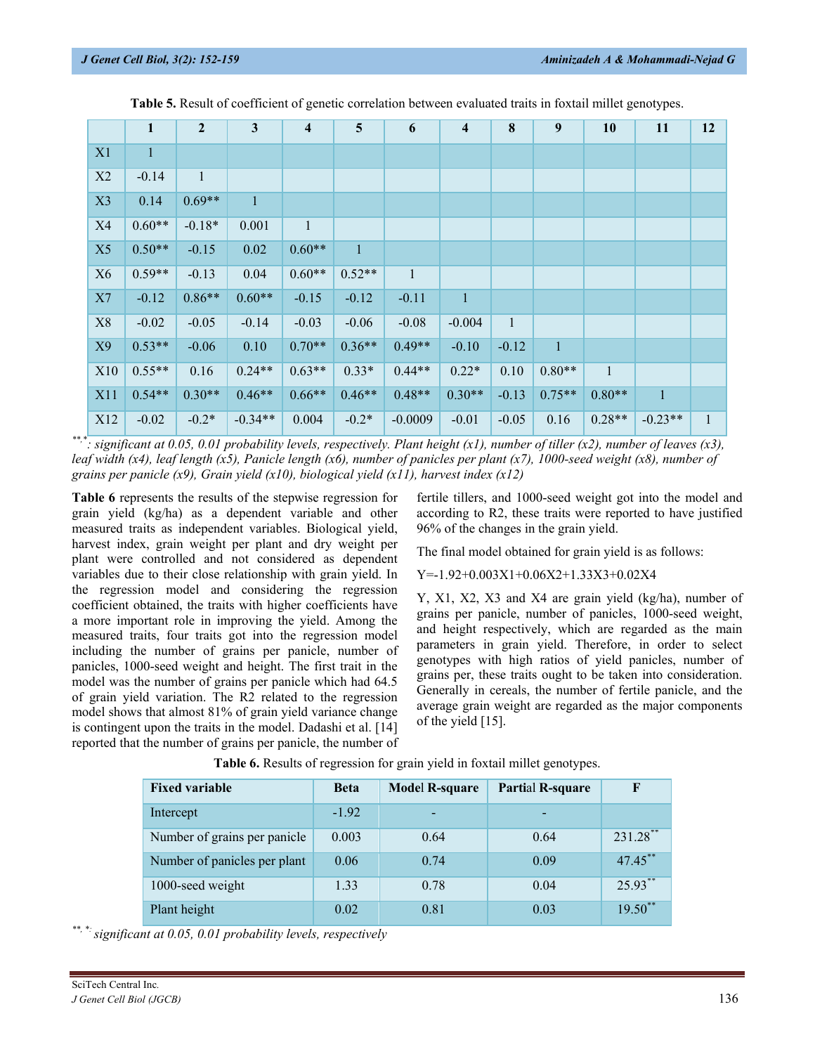**Table 5.** Result of coefficient of genetic correlation between evaluated traits in foxtail millet genotypes.

| | 1 | 2 | 3 | 4 | 5 | 6 | 4 | 8 | 9 | 10 | 11 | 12 |
|---|---|---|---|---|---|---|---|---|---|---|---|---|
| X1 | 1 | | | | | | | | | | | |
| X2 | -0.14 | 1 | | | | | | | | | | |
| X3 | 0.14 | 0.69** | 1 | | | | | | | | | |
| X4 | 0.60** | -0.18* | 0.001 | 1 | | | | | | | | |
| X5 | 0.50** | -0.15 | 0.02 | 0.60** | 1 | | | | | | | |
| X6 | 0.59** | -0.13 | 0.04 | 0.60** | 0.52** | 1 | | | | | | |
| X7 | -0.12 | 0.86** | 0.60** | -0.15 | -0.12 | -0.11 | 1 | | | | | |
| X8 | -0.02 | -0.05 | -0.14 | -0.03 | -0.06 | -0.08 | -0.004 | 1 | | | | |
| X9 | 0.53** | -0.06 | 0.10 | 0.70** | 0.36** | 0.49** | -0.10 | -0.12 | 1 | | | |
| X10 | 0.55** | 0.16 | 0.24** | 0.63** | 0.33* | 0.44** | 0.22* | 0.10 | 0.80** | 1 | | |
| X11 | 0.54** | 0.30** | 0.46** | 0.66** | 0.46** | 0.48** | 0.30** | -0.13 | 0.75** | 0.80** | 1 | |
| X12 | -0.02 | -0.2* | -0.34** | 0.004 | -0.2* | -0.0009 | -0.01 | -0.05 | 0.16 | 0.28** | -0.23** | 1 |

*\*\*, \*: significant at 0.05, 0.01 probability levels, respectively. Plant height (x1), number of tiller (x2), number of leaves (x3), leaf width (x4), leaf length (x5), Panicle length (x6), number of panicles per plant (x7), 1000-seed weight (x8), number of grains per panicle (x9), Grain yield (x10), biological yield (x11), harvest index (x12)*

**Table 6** represents the results of the stepwise regression for grain yield (kg/ha) as a dependent variable and other measured traits as independent variables. Biological yield, harvest index, grain weight per plant and dry weight per plant were controlled and not considered as dependent variables due to their close relationship with grain yield. In the regression model and considering the regression coefficient obtained, the traits with higher coefficients have a more important role in improving the yield. Among the measured traits, four traits got into the regression model including the number of grains per panicle, number of panicles, 1000-seed weight and height. The first trait in the model was the number of grains per panicle which had 64.5 of grain yield variation. The R2 related to the regression model shows that almost 81% of grain yield variance change is contingent upon the traits in the model. Dadashi et al. [14] reported that the number of grains per panicle, the number of fertile tillers, and 1000-seed weight got into the model and according to R2, these traits were reported to have justified 96% of the changes in the grain yield.

The final model obtained for grain yield is as follows:

$$Y=-1.92+0.003X1+0.06X2+1.33X3+0.02X4$$

Y, X1, X2, X3 and X4 are grain yield (kg/ha), number of grains per panicle, number of panicles, 1000-seed weight, and height respectively, which are regarded as the main parameters in grain yield. Therefore, in order to select genotypes with high ratios of yield panicles, number of grains per, these traits ought to be taken into consideration. Generally in cereals, the number of fertile panicle, and the average grain weight are regarded as the major components of the yield [15].

**Table 6.** Results of regression for grain yield in foxtail millet genotypes.

| Fixed variable | Beta | Model R-square | Partial R-square | F |
|---|---|---|---|---|
| Intercept | -1.92 | - | - | |
| Number of grains per panicle | 0.003 | 0.64 | 0.64 | 231.28** |
| Number of panicles per plant | 0.06 | 0.74 | 0.09 | 47.45** |
| 1000-seed weight | 1.33 | 0.78 | 0.04 | 25.93** |
| Plant height | 0.02 | 0.81 | 0.03 | 19.50** |

*\*\*, \*: significant at 0.05, 0.01 probability levels, respectively*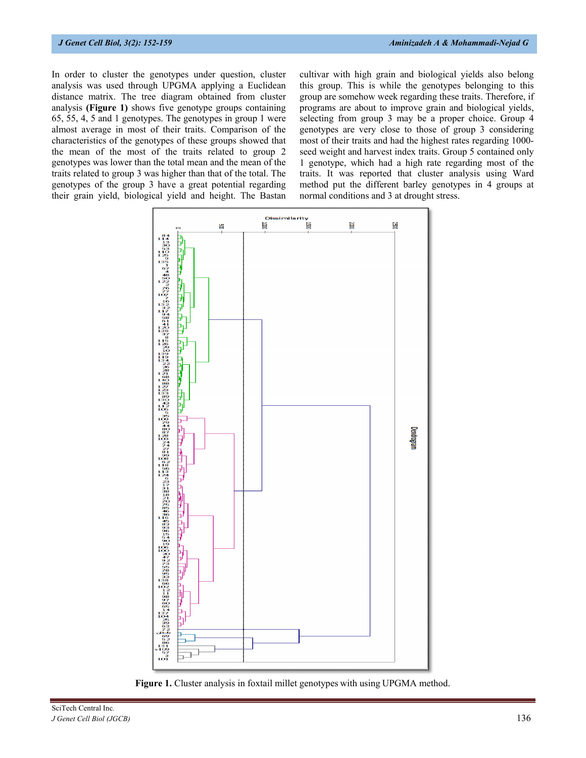In order to cluster the genotypes under question, cluster analysis was used through UPGMA applying a Euclidean distance matrix. The tree diagram obtained from cluster analysis **(Figure 1)** shows five genotype groups containing 65, 55, 4, 5 and 1 genotypes. The genotypes in group 1 were almost average in most of their traits. Comparison of the characteristics of the genotypes of these groups showed that the mean of the most of the traits related to group 2 genotypes was lower than the total mean and the mean of the traits related to group 3 was higher than that of the total. The genotypes of the group 3 have a great potential regarding their grain yield, biological yield and height. The Bastan cultivar with high grain and biological yields also belong this group. This is while the genotypes belonging to this group are somehow week regarding these traits. Therefore, if programs are about to improve grain and biological yields, selecting from group 3 may be a proper choice. Group 4 genotypes are very close to those of group 3 considering most of their traits and had the highest rates regarding 1000-seed weight and harvest index traits. Group 5 contained only 1 genotype, which had a high rate regarding most of the traits. It was reported that cluster analysis using Ward method put the different barley genotypes in 4 groups at normal conditions and 3 at drought stress.

**Figure 1.** Cluster analysis in foxtail millet genotypes with using UPGMA method.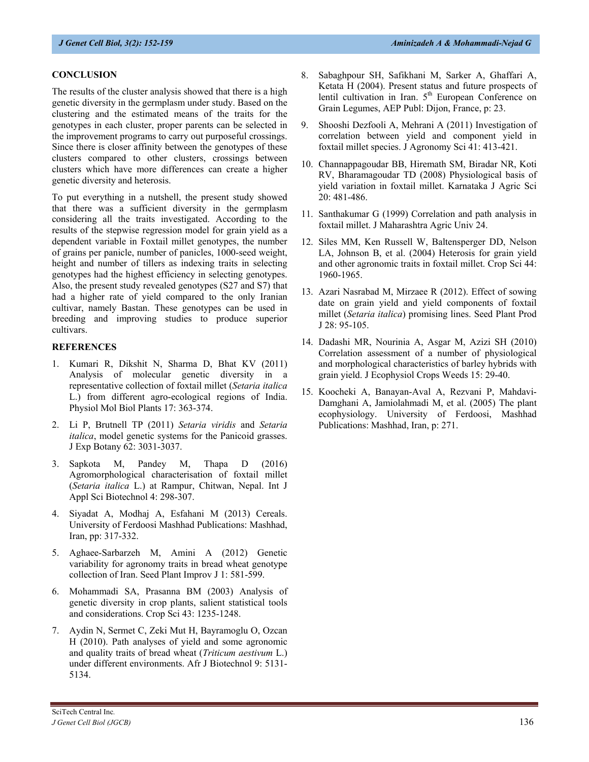## CONCLUSION

The results of the cluster analysis showed that there is a high genetic diversity in the germplasm under study. Based on the clustering and the estimated means of the traits for the genotypes in each cluster, proper parents can be selected in the improvement programs to carry out purposeful crossings. Since there is closer affinity between the genotypes of these clusters compared to other clusters, crossings between clusters which have more differences can create a higher genetic diversity and heterosis.

To put everything in a nutshell, the present study showed that there was a sufficient diversity in the germplasm considering all the traits investigated. According to the results of the stepwise regression model for grain yield as a dependent variable in Foxtail millet genotypes, the number of grains per panicle, number of panicles, 1000-seed weight, height and number of tillers as indexing traits in selecting genotypes had the highest efficiency in selecting genotypes. Also, the present study revealed genotypes (S27 and S7) that had a higher rate of yield compared to the only Iranian cultivar, namely Bastan. These genotypes can be used in breeding and improving studies to produce superior cultivars.

## REFERENCES

1. Kumari R, Dikshit N, Sharma D, Bhat KV (2011) Analysis of molecular genetic diversity in a representative collection of foxtail millet (*Setaria italica* L.) from different agro-ecological regions of India. Physiol Mol Biol Plants 17: 363-374.
2. Li P, Brutnell TP (2011) *Setaria viridis* and *Setaria italica*, model genetic systems for the Panicoid grasses. J Exp Botany 62: 3031-3037.
3. Sapkota M, Pandey M, Thapa D (2016) Agromorphological characterisation of foxtail millet (*Setaria italica* L.) at Rampur, Chitwan, Nepal. Int J Appl Sci Biotechnol 4: 298-307.
4. Siyadat A, Modhaj A, Esfahani M (2013) Cereals. University of Ferdoosi Mashhad Publications: Mashhad, Iran, pp: 317-332.
5. Aghaee-Sarbarzeh M, Amini A (2012) Genetic variability for agronomy traits in bread wheat genotype collection of Iran. Seed Plant Improv J 1: 581-599.
6. Mohammadi SA, Prasanna BM (2003) Analysis of genetic diversity in crop plants, salient statistical tools and considerations. Crop Sci 43: 1235-1248.
7. Aydin N, Sermet C, Zeki Mut H, Bayramoglu O, Ozcan H (2010). Path analyses of yield and some agronomic and quality traits of bread wheat (*Triticum aestivum* L.) under different environments. Afr J Biotechnol 9: 5131-5134.
8. Sabaghpour SH, Safikhani M, Sarker A, Ghaffari A, Ketata H (2004). Present status and future prospects of lentil cultivation in Iran. 5th European Conference on Grain Legumes, AEP Publ: Dijon, France, p: 23.
9. Shooshi Dezfooli A, Mehrani A (2011) Investigation of correlation between yield and component yield in foxtail millet species. J Agronomy Sci 41: 413-421.
10. Channappagoudar BB, Hiremath SM, Biradar NR, Koti RV, Bharamagoudar TD (2008) Physiological basis of yield variation in foxtail millet. Karnataka J Agric Sci 20: 481-486.
11. Santhakumar G (1999) Correlation and path analysis in foxtail millet. J Maharashtra Agric Univ 24.
12. Siles MM, Ken Russell W, Baltensperger DD, Nelson LA, Johnson B, et al. (2004) Heterosis for grain yield and other agronomic traits in foxtail millet. Crop Sci 44: 1960-1965.
13. Azari Nasrabad M, Mirzaee R (2012). Effect of sowing date on grain yield and yield components of foxtail millet (*Setaria italica*) promising lines. Seed Plant Prod J 28: 95-105.
14. Dadashi MR, Nourinia A, Asgar M, Azizi SH (2010) Correlation assessment of a number of physiological and morphological characteristics of barley hybrids with grain yield. J Ecophysiol Crops Weeds 15: 29-40.
15. Koocheki A, Banayan-Aval A, Rezvani P, Mahdavi-Damghani A, Jamiolahmadi M, et al. (2005) The plant ecophysiology. University of Ferdoosi, Mashhad Publications: Mashhad, Iran, p: 271.